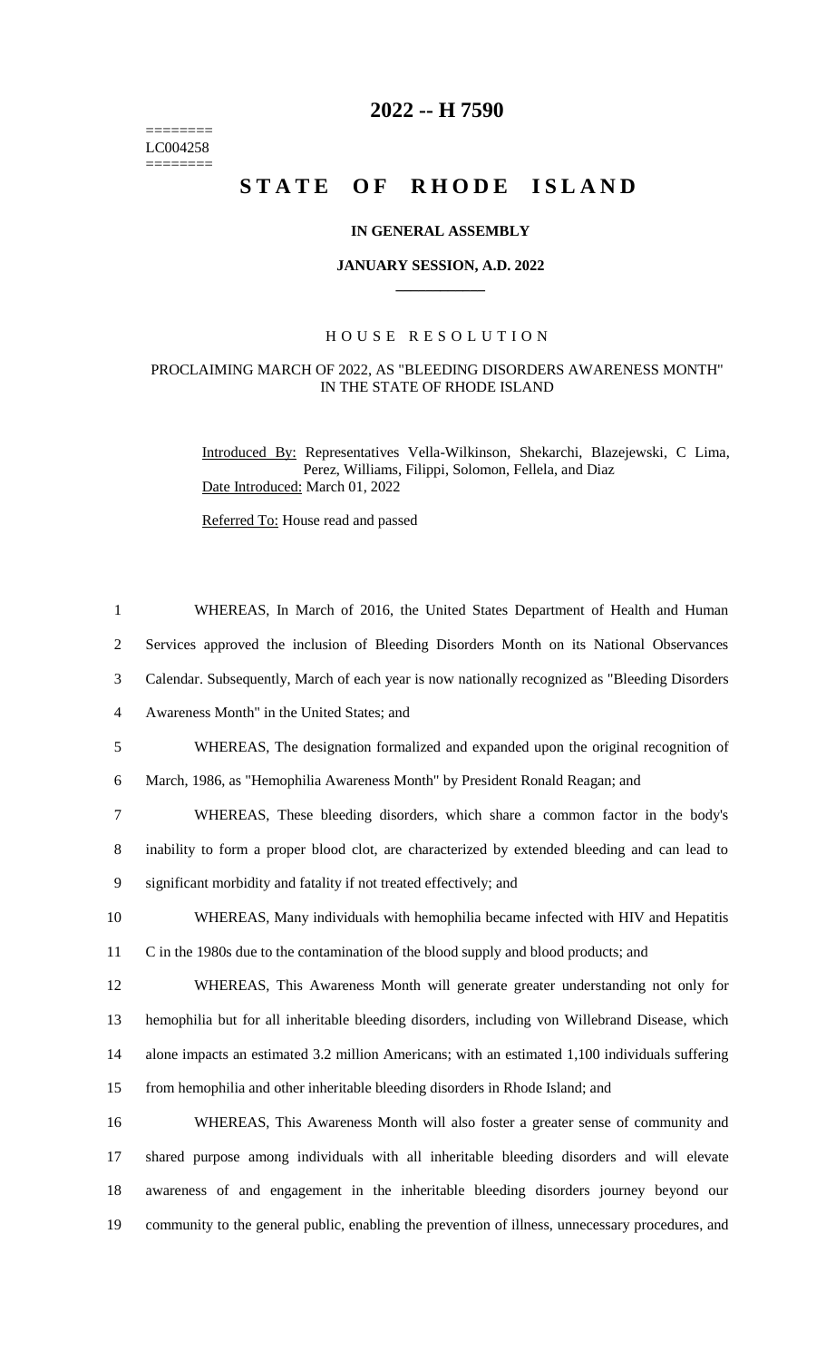========
LC004258
========

# 2022 -- H 7590

# STATE OF RHODE ISLAND

**IN GENERAL ASSEMBLY**

**JANUARY SESSION, A.D. 2022**

---

## HOUSE RESOLUTION

PROCLAIMING MARCH OF 2022, AS "BLEEDING DISORDERS AWARENESS MONTH" IN THE STATE OF RHODE ISLAND

Introduced By: Representatives Vella-Wilkinson, Shekarchi, Blazejewski, C Lima, Perez, Williams, Filippi, Solomon, Fellela, and Diaz

Date Introduced: March 01, 2022

Referred To: House read and passed

1 WHEREAS, In March of 2016, the United States Department of Health and Human
2 Services approved the inclusion of Bleeding Disorders Month on its National Observances
3 Calendar. Subsequently, March of each year is now nationally recognized as "Bleeding Disorders
4 Awareness Month" in the United States; and

5 WHEREAS, The designation formalized and expanded upon the original recognition of
6 March, 1986, as "Hemophilia Awareness Month" by President Ronald Reagan; and

7 WHEREAS, These bleeding disorders, which share a common factor in the body's
8 inability to form a proper blood clot, are characterized by extended bleeding and can lead to
9 significant morbidity and fatality if not treated effectively; and

10 WHEREAS, Many individuals with hemophilia became infected with HIV and Hepatitis
11 C in the 1980s due to the contamination of the blood supply and blood products; and

12 WHEREAS, This Awareness Month will generate greater understanding not only for
13 hemophilia but for all inheritable bleeding disorders, including von Willebrand Disease, which
14 alone impacts an estimated 3.2 million Americans; with an estimated 1,100 individuals suffering
15 from hemophilia and other inheritable bleeding disorders in Rhode Island; and

16 WHEREAS, This Awareness Month will also foster a greater sense of community and
17 shared purpose among individuals with all inheritable bleeding disorders and will elevate
18 awareness of and engagement in the inheritable bleeding disorders journey beyond our
19 community to the general public, enabling the prevention of illness, unnecessary procedures, and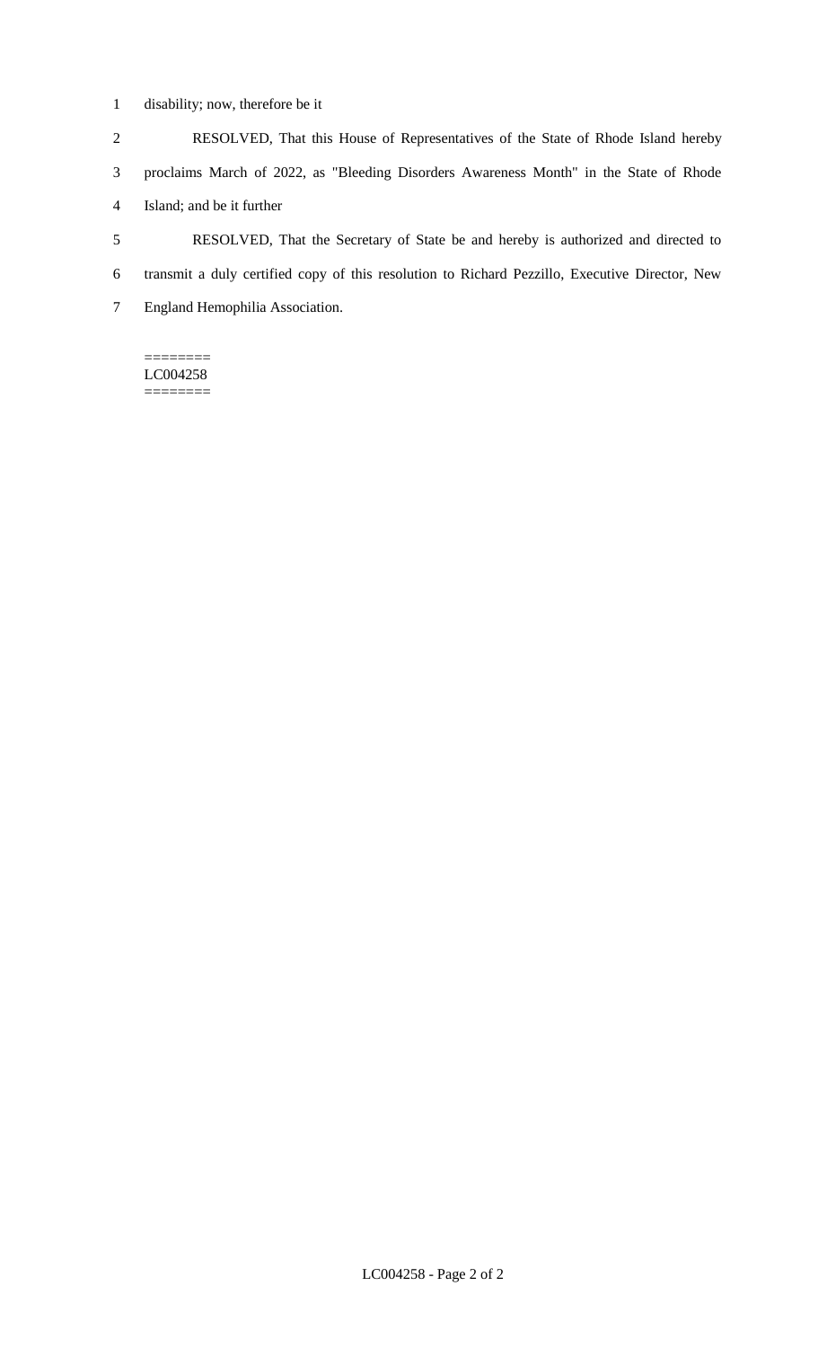disability; now, therefore be it

RESOLVED, That this House of Representatives of the State of Rhode Island hereby proclaims March of 2022, as "Bleeding Disorders Awareness Month" in the State of Rhode Island; and be it further

RESOLVED, That the Secretary of State be and hereby is authorized and directed to transmit a duly certified copy of this resolution to Richard Pezzillo, Executive Director, New England Hemophilia Association.

========
LC004258
========